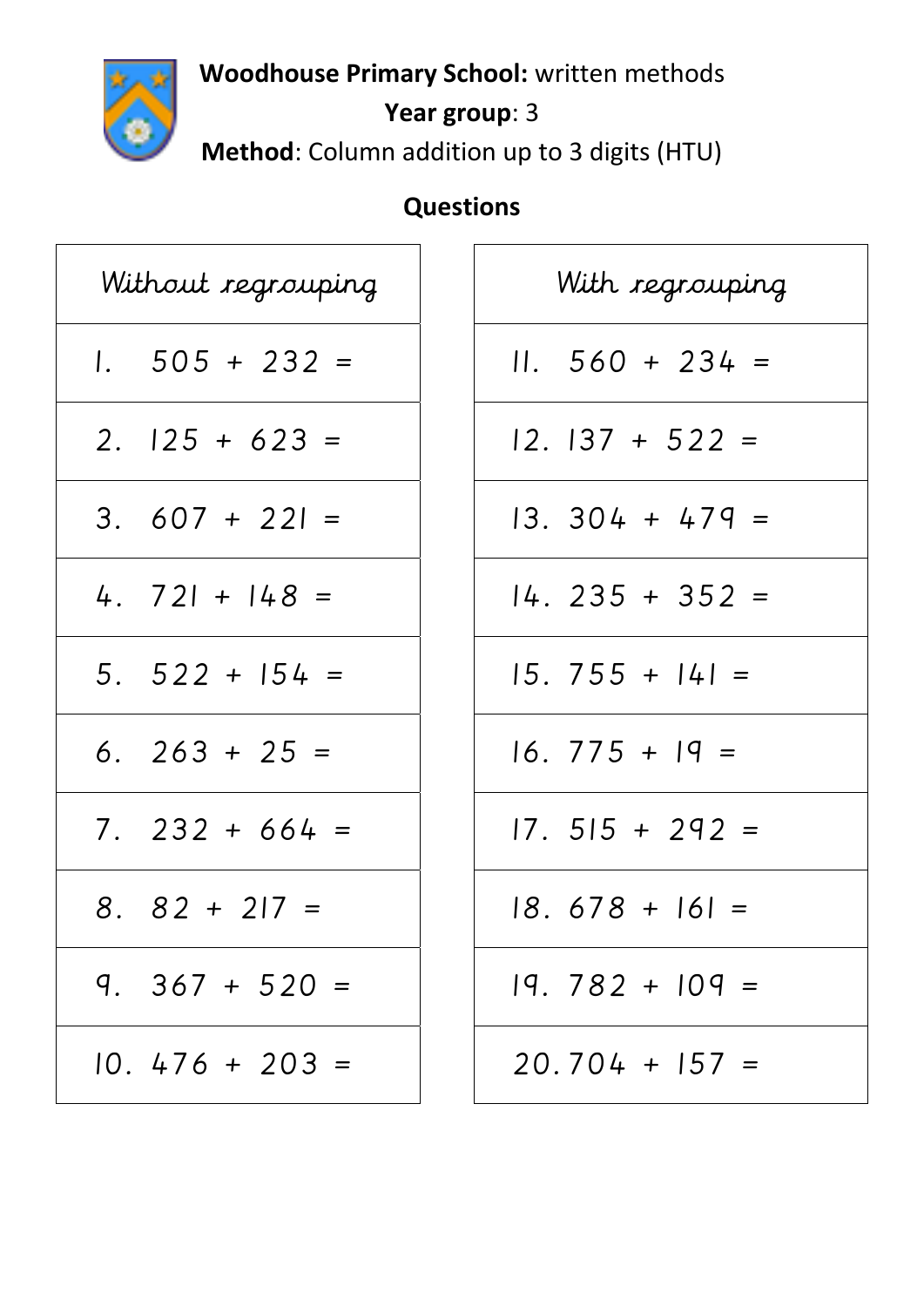**Woodhouse Primary School:** written methods

**Year group**: 3

**Method**: Column addition up to 3 digits (HTU)

## Questions

| Without regrouping |
|---|
| 1. 505 + 232 = |
| 2. 125 + 623 = |
| 3. 607 + 221 = |
| 4. 721 + 148 = |
| 5. 522 + 154 = |
| 6. 263 + 25 = |
| 7. 232 + 664 = |
| 8. 82 + 217 = |
| 9. 367 + 520 = |
| 10. 476 + 203 = |

| With regrouping |
|---|
| 11. 560 + 234 = |
| 12. 137 + 522 = |
| 13. 304 + 479 = |
| 14. 235 + 352 = |
| 15. 755 + 141 = |
| 16. 775 + 19 = |
| 17. 515 + 292 = |
| 18. 678 + 161 = |
| 19. 782 + 109 = |
| 20. 704 + 157 = |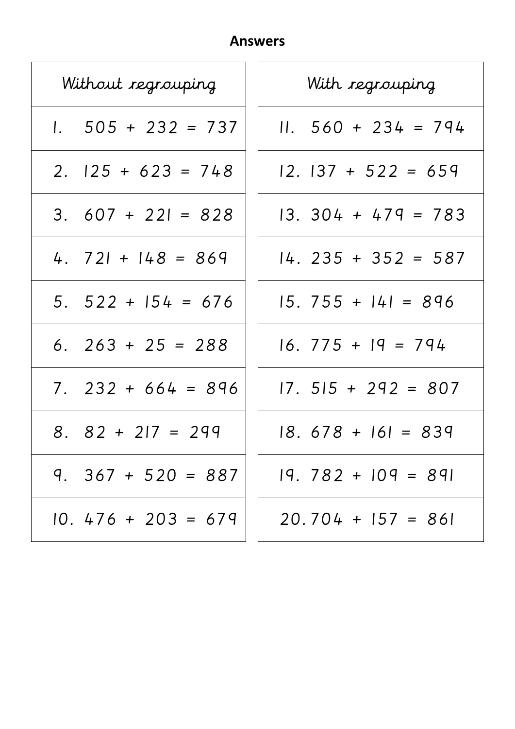**Answers**

| Without regrouping | With regrouping |
| --- | --- |
| 1. 505 + 232 = 737 | 11. 560 + 234 = 794 |
| 2. 125 + 623 = 748 | 12. 137 + 522 = 659 |
| 3. 607 + 221 = 828 | 13. 304 + 479 = 783 |
| 4. 721 + 148 = 869 | 14. 235 + 352 = 587 |
| 5. 522 + 154 = 676 | 15. 755 + 141 = 896 |
| 6. 263 + 25 = 288 | 16. 775 + 19 = 794 |
| 7. 232 + 664 = 896 | 17. 515 + 292 = 807 |
| 8. 82 + 217 = 299 | 18. 678 + 161 = 839 |
| 9. 367 + 520 = 887 | 19. 782 + 109 = 891 |
| 10. 476 + 203 = 679 | 20. 704 + 157 = 861 |